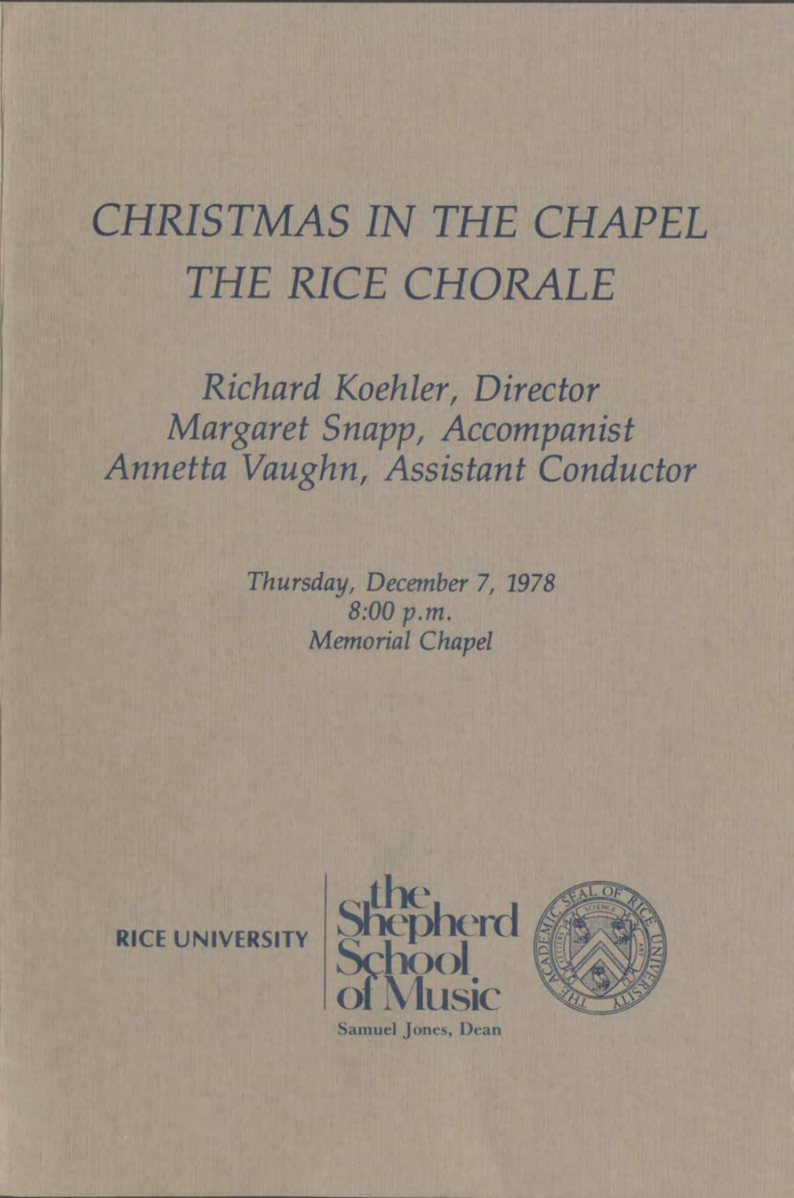# *CHRISTMAS IN THE CHAPEL*
# *THE RICE CHORALE*

## *Richard Koehler, Director*
## *Margaret Snapp, Accompanist*
## *Annetta Vaughn, Assistant Conductor*

*Thursday, December 7, 1978*
*8:00 p.m.*
*Memorial Chapel*

RICE UNIVERSITY | the Shepherd School of Music

Samuel Jones, Dean

THE ACADEMIC SEAL OF RICE UNIVERSITY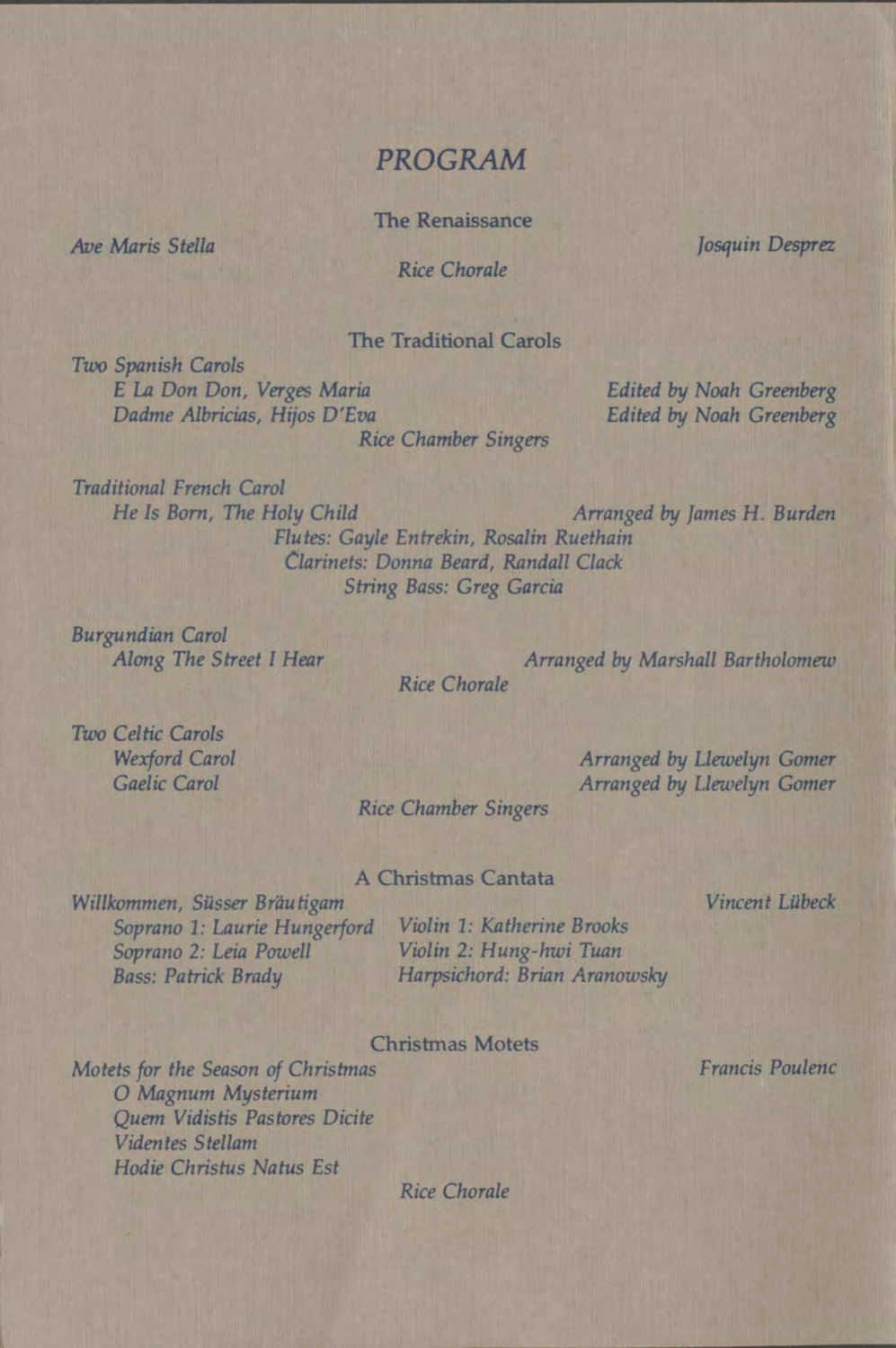# *PROGRAM*

## The Renaissance

*Ave Maris Stella* — *Josquin Desprez*

*Rice Chorale*

## The Traditional Carols

*Two Spanish Carols*

- *E La Don Don, Verges Maria* — *Edited by Noah Greenberg*
- *Dadme Albricias, Hijos D'Eva* — *Edited by Noah Greenberg*

*Rice Chamber Singers*

*Traditional French Carol*

- *He Is Born, The Holy Child* — *Arranged by James H. Burden*

*Flutes: Gayle Entrekin, Rosalin Ruethain*
*Clarinets: Donna Beard, Randall Clack*
*String Bass: Greg Garcia*

*Burgundian Carol*

- *Along The Street I Hear* — *Arranged by Marshall Bartholomew*

*Rice Chorale*

*Two Celtic Carols*

- *Wexford Carol* — *Arranged by Llewelyn Gomer*
- *Gaelic Carol* — *Arranged by Llewelyn Gomer*

*Rice Chamber Singers*

## A Christmas Cantata

*Willkommen, Süsser Bräutigam* — *Vincent Lübeck*

*Soprano 1: Laurie Hungerford*
*Soprano 2: Leia Powell*
*Bass: Patrick Brady*
*Violin 1: Katherine Brooks*
*Violin 2: Hung-hwi Tuan*
*Harpsichord: Brian Aranowsky*

## Christmas Motets

*Motets for the Season of Christmas* — *Francis Poulenc*

- *O Magnum Mysterium*
- *Quem Vidistis Pastores Dicite*
- *Videntes Stellam*
- *Hodie Christus Natus Est*

*Rice Chorale*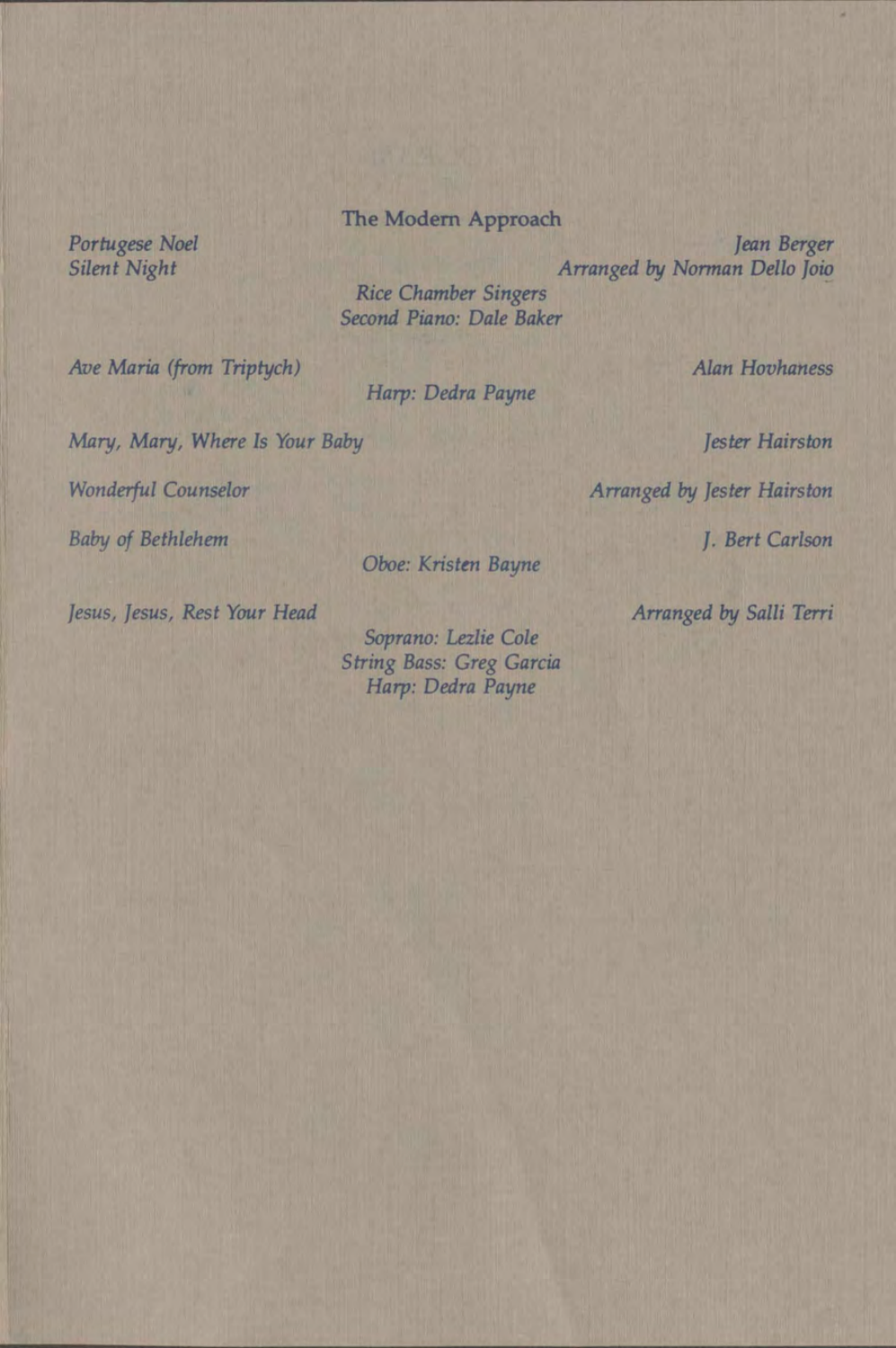## The Modern Approach

*Portugese Noel* — *Jean Berger*

*Silent Night* — *Arranged by Norman Dello Joio*

*Rice Chamber Singers*
*Second Piano: Dale Baker*

*Ave Maria (from Triptych)* — *Alan Hovhaness*

*Harp: Dedra Payne*

*Mary, Mary, Where Is Your Baby* — *Jester Hairston*

*Wonderful Counselor* — *Arranged by Jester Hairston*

*Baby of Bethlehem* — *J. Bert Carlson*

*Oboe: Kristen Bayne*

*Jesus, Jesus, Rest Your Head* — *Arranged by Salli Terri*

*Soprano: Lezlie Cole*
*String Bass: Greg Garcia*
*Harp: Dedra Payne*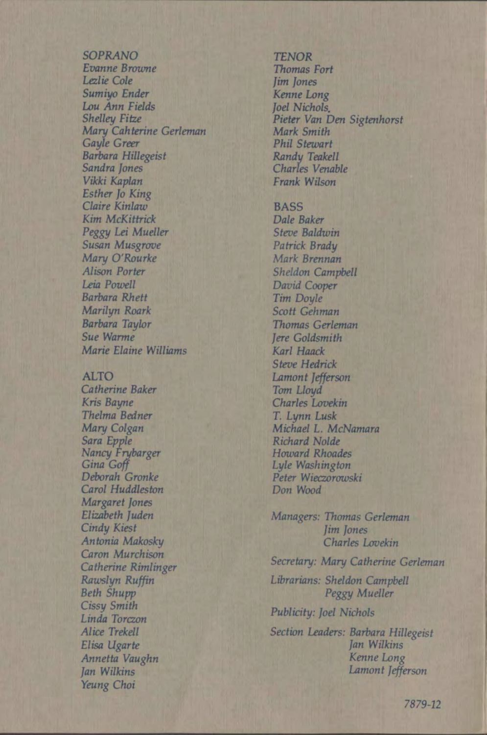## SOPRANO

*Evanne Browne*
*Lezlie Cole*
*Sumiyo Ender*
*Lou Ann Fields*
*Shelley Fitze*
*Mary Cahterine Gerleman*
*Gayle Greer*
*Barbara Hillegeist*
*Sandra Jones*
*Vikki Kaplan*
*Esther Jo King*
*Claire Kinlaw*
*Kim McKittrick*
*Peggy Lei Mueller*
*Susan Musgrove*
*Mary O'Rourke*
*Alison Porter*
*Leia Powell*
*Barbara Rhett*
*Marilyn Roark*
*Barbara Taylor*
*Sue Warme*
*Marie Elaine Williams*

## ALTO

*Catherine Baker*
*Kris Bayne*
*Thelma Bedner*
*Mary Colgan*
*Sara Epple*
*Nancy Frybarger*
*Gina Goff*
*Deborah Gronke*
*Carol Huddleston*
*Margaret Jones*
*Elizabeth Juden*
*Cindy Kiest*
*Antonia Makosky*
*Caron Murchison*
*Catherine Rimlinger*
*Rawslyn Ruffin*
*Beth Shupp*
*Cissy Smith*
*Linda Torczon*
*Alice Trekell*
*Elisa Ugarte*
*Annetta Vaughn*
*Jan Wilkins*
*Yeung Choi*

## TENOR

*Thomas Fort*
*Jim Jones*
*Kenne Long*
*Joel Nichols,*
*Pieter Van Den Sigtenhorst*
*Mark Smith*
*Phil Stewart*
*Randy Teakell*
*Charles Venable*
*Frank Wilson*

## BASS

*Dale Baker*
*Steve Baldwin*
*Patrick Brady*
*Mark Brennan*
*Sheldon Campbell*
*David Cooper*
*Tim Doyle*
*Scott Gehman*
*Thomas Gerleman*
*Jere Goldsmith*
*Karl Haack*
*Steve Hedrick*
*Lamont Jefferson*
*Tom Lloyd*
*Charles Lovekin*
*T. Lynn Lusk*
*Michael L. McNamara*
*Richard Nolde*
*Howard Rhoades*
*Lyle Washington*
*Peter Wieczorowski*
*Don Wood*

*Managers: Thomas Gerleman*
*Jim Jones*
*Charles Lovekin*

*Secretary: Mary Catherine Gerleman*

*Librarians: Sheldon Campbell*
*Peggy Mueller*

*Publicity: Joel Nichols*

*Section Leaders: Barbara Hillegeist*
*Jan Wilkins*
*Kenne Long*
*Lamont Jefferson*

*7879-12*